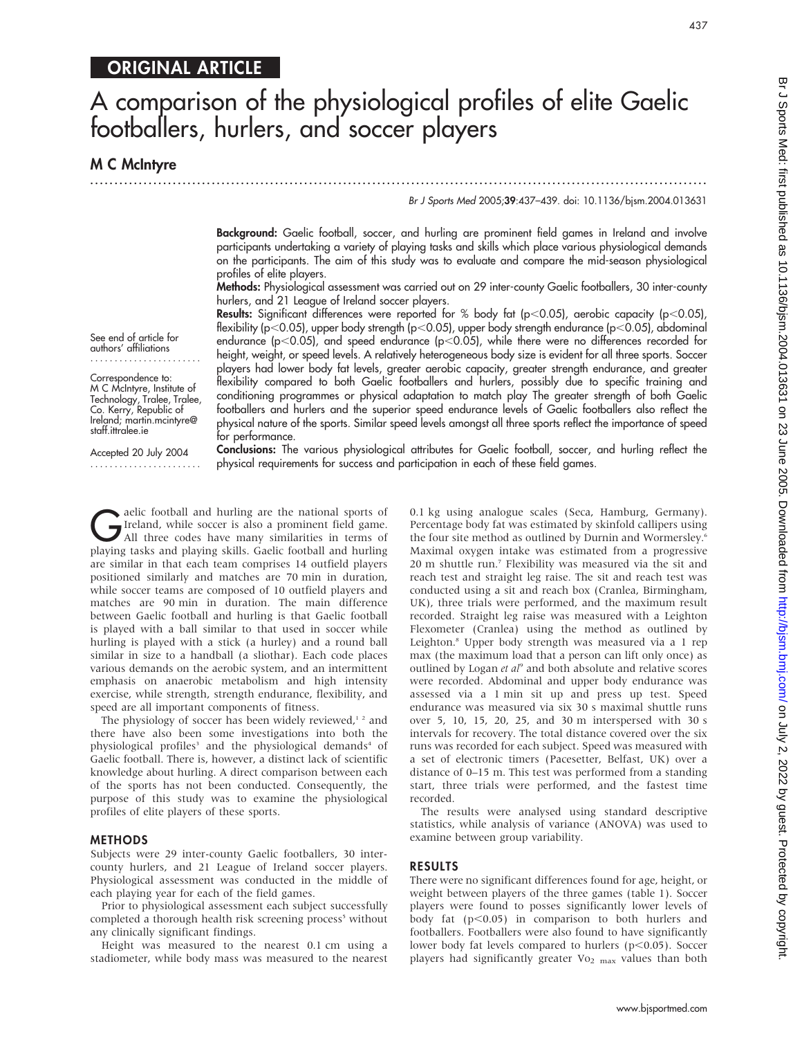## ORIGINAL ARTICLE

# A comparison of the physiological profiles of elite Gaelic footballers, hurlers, and soccer players

**M C McIntyre**

See end of article for authors' affiliations

Correspondence to: M C McIntyre, Institute of Technology, Tralee, Tralee, Co. Kerry, Republic of Ireland; martin.mcintyre@staff.ittralee.ie

Accepted 20 July 2004

**Background:** Gaelic football, soccer, and hurling are prominent field games in Ireland and involve participants undertaking a variety of playing tasks and skills which place various physiological demands on the participants. The aim of this study was to evaluate and compare the mid-season physiological profiles of elite players.

**Methods:** Physiological assessment was carried out on 29 inter-county Gaelic footballers, 30 inter-county hurlers, and 21 League of Ireland soccer players.

**Results:** Significant differences were reported for % body fat ($p<0.05$), aerobic capacity ($p<0.05$), flexibility ($p<0.05$), upper body strength ($p<0.05$), upper body strength endurance ($p<0.05$), abdominal endurance ($p<0.05$), and speed endurance ($p<0.05$), while there were no differences recorded for height, weight, or speed levels. A relatively heterogeneous body size is evident for all three sports. Soccer players had lower body fat levels, greater aerobic capacity, greater strength endurance, and greater flexibility compared to both Gaelic footballers and hurlers, possibly due to specific training and conditioning programmes or physical adaptation to match play The greater strength of both Gaelic footballers and hurlers and the superior speed endurance levels of Gaelic footballers also reflect the physical nature of the sports. Similar speed levels amongst all three sports reflect the importance of speed for performance.

**Conclusions:** The various physiological attributes for Gaelic football, soccer, and hurling reflect the physical requirements for success and participation in each of these field games.

Gaelic football and hurling are the national sports of Ireland, while soccer is also a prominent field game. All three codes have many similarities in terms of playing tasks and playing skills. Gaelic football and hurling are similar in that each team comprises 14 outfield players positioned similarly and matches are 70 min in duration, while soccer teams are composed of 10 outfield players and matches are 90 min in duration. The main difference between Gaelic football and hurling is that Gaelic football is played with a ball similar to that used in soccer while hurling is played with a stick (a hurley) and a round ball similar in size to a handball (a sliothar). Each code places various demands on the aerobic system, and an intermittent emphasis on anaerobic metabolism and high intensity exercise, while strength, strength endurance, flexibility, and speed are all important components of fitness.

The physiology of soccer has been widely reviewed,[1,2] and there have also been some investigations into both the physiological profiles[3] and the physiological demands[4] of Gaelic football. There is, however, a distinct lack of scientific knowledge about hurling. A direct comparison between each of the sports has not been conducted. Consequently, the purpose of this study was to examine the physiological profiles of elite players of these sports.

## METHODS

Subjects were 29 inter-county Gaelic footballers, 30 inter-county hurlers, and 21 League of Ireland soccer players. Physiological assessment was conducted in the middle of each playing year for each of the field games.

Prior to physiological assessment each subject successfully completed a thorough health risk screening process[5] without any clinically significant findings.

Height was measured to the nearest 0.1 cm using a stadiometer, while body mass was measured to the nearest 0.1 kg using analogue scales (Seca, Hamburg, Germany). Percentage body fat was estimated by skinfold callipers using the four site method as outlined by Durnin and Wormersley.[6] Maximal oxygen intake was estimated from a progressive 20 m shuttle run.[7] Flexibility was measured via the sit and reach test and straight leg raise. The sit and reach test was conducted using a sit and reach box (Cranlea, Birmingham, UK), three trials were performed, and the maximum result recorded. Straight leg raise was measured with a Leighton Flexometer (Cranlea) using the method as outlined by Leighton.[8] Upper body strength was measured via a 1 rep max (the maximum load that a person can lift only once) as outlined by Logan *et al*[9] and both absolute and relative scores were recorded. Abdominal and upper body endurance was assessed via a 1 min sit up and press up test. Speed endurance was measured via six 30 s maximal shuttle runs over 5, 10, 15, 20, 25, and 30 m interspersed with 30 s intervals for recovery. The total distance covered over the six runs was recorded for each subject. Speed was measured with a set of electronic timers (Pacesetter, Belfast, UK) over a distance of 0–15 m. This test was performed from a standing start, three trials were performed, and the fastest time recorded.

The results were analysed using standard descriptive statistics, while analysis of variance (ANOVA) was used to examine between group variability.

## RESULTS

There were no significant differences found for age, height, or weight between players of the three games (table 1). Soccer players were found to posses significantly lower levels of body fat ($p<0.05$) in comparison to both hurlers and footballers. Footballers were also found to have significantly lower body fat levels compared to hurlers ($p<0.05$). Soccer players had significantly greater $\dot{V}O_{2\,max}$ values than both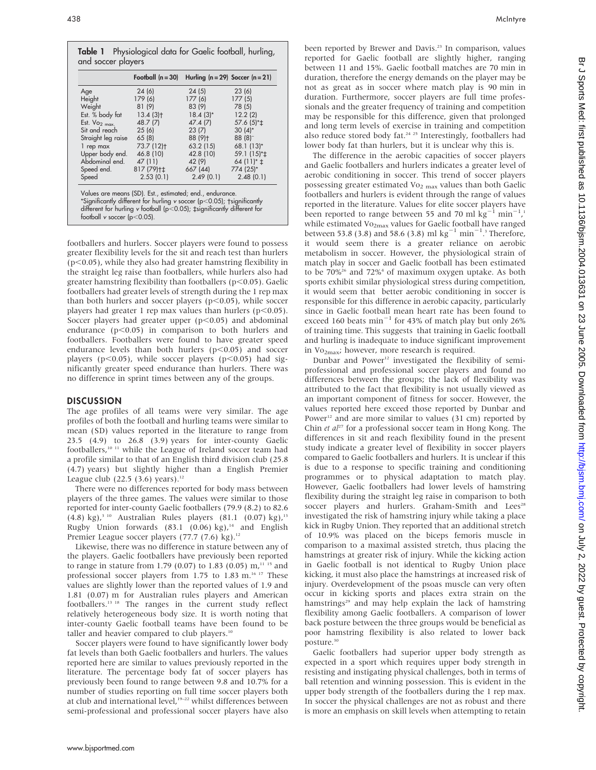**Table 1** Physiological data for Gaelic football, hurling, and soccer players

| | Football (n = 30) | Hurling (n = 29) | Soccer (n = 21) |
|---|---|---|---|
| Age | 24 (6) | 24 (5) | 23 (6) |
| Height | 179 (6) | 177 (6) | 177 (5) |
| Weight | 81 (9) | 83 (9) | 78 (5) |
| Est. % body fat | 13.4 (3)† | 18.4 (3)* | 12.2 (2) |
| Est. $Vo_{2\ max}$ | 48.7 (7) | 47.4 (7) | 57.6 (5)*‡ |
| Sit and reach | 25 (6) | 23 (7) | 30 (4)* |
| Straight leg raise | 65 (8) | 88 (9)† | 88 (8)‡ |
| 1 rep max | 73.7 (12)† | 63.2 (15) | 68.1 (13)* |
| Upper body end. | 46.8 (10) | 42.8 (10) | 59.1 (15)*‡ |
| Abdominal end. | 47 (11) | 42 (9) | 64 (11)* ‡ |
| Speed end. | 817 (79)†‡ | 667 (44) | 774 (25)* |
| Speed | 2.53 (0.1) | 2.49 (0.1) | 2.48 (0.1) |

Values are means (SD). Est., estimated; end., endurance.
*Significantly different for hurling v soccer ($p<0.05$); †significantly different for hurling v football ($p<0.05$); ‡significantly different for football v soccer ($p<0.05$).

footballers and hurlers. Soccer players were found to possess greater flexibility levels for the sit and reach test than hurlers ($p<0.05$), while they also had greater hamstring flexibility in the straight leg raise than footballers, while hurlers also had greater hamstring flexibility than footballers ($p<0.05$). Gaelic footballers had greater levels of strength during the 1 rep max than both hurlers and soccer players ($p<0.05$), while soccer players had greater 1 rep max values than hurlers ($p<0.05$). Soccer players had greater upper ($p<0.05$) and abdominal endurance ($p<0.05$) in comparison to both hurlers and footballers. Footballers were found to have greater speed endurance levels than both hurlers ($p<0.05$) and soccer players ($p<0.05$), while soccer players ($p<0.05$) had significantly greater speed endurance than hurlers. There was no difference in sprint times between any of the groups.

## DISCUSSION

The age profiles of all teams were very similar. The age profiles of both the football and hurling teams were similar to mean (SD) values reported in the literature to range from 23.5 (4.9) to 26.8 (3.9) years for inter-county Gaelic footballers,[10 11] while the League of Ireland soccer team had a profile similar to that of an English third division club (25.8 (4.7) years) but slightly higher than a English Premier League club (22.5 (3.6) years).[12]

There were no differences reported for body mass between players of the three games. The values were similar to those reported for inter-county Gaelic footballers (79.9 (8.2) to 82.6 (4.8) kg),[3 10] Australian Rules players (81.1 (0.07) kg),[13] Rugby Union forwards (83.1 (0.06) kg),[14] and English Premier League soccer players (77.7 (7.6) kg).[12]

Likewise, there was no difference in stature between any of the players. Gaelic footballers have previously been reported to range in stature from 1.79 (0.07) to 1.83 (0.05) m,[11 15] and professional soccer players from 1.75 to 1.83 m.[16 17] These values are slightly lower than the reported values of 1.9 and 1.81 (0.07) m for Australian rules players and American footballers.[13 18] The ranges in the current study reflect relatively heterogeneous body size. It is worth noting that inter-county Gaelic football teams have been found to be taller and heavier compared to club players.[10]

Soccer players were found to have significantly lower body fat levels than both Gaelic footballers and hurlers. The values reported here are similar to values previously reported in the literature. The percentage body fat of soccer players has previously been found to range between 9.8 and 10.7% for a number of studies reporting on full time soccer players both at club and international level,[19–22] whilst differences between semi-professional and professional soccer players have also been reported by Brewer and Davis.[23] In comparison, values reported for Gaelic football are slightly higher, ranging between 11 and 15%. Gaelic football matches are 70 min in duration, therefore the energy demands on the player may be not as great as in soccer where match play is 90 min in duration. Furthermore, soccer players are full time professionals and the greater frequency of training and competition may be responsible for this difference, given that prolonged and long term levels of exercise in training and competition also reduce stored body fat.[24 25] Interestingly, footballers had lower body fat than hurlers, but it is unclear why this is.

The difference in the aerobic capacities of soccer players and Gaelic footballers and hurlers indicates a greater level of aerobic conditioning in soccer. This trend of soccer players possessing greater estimated $Vo_{2\ max}$ values than both Gaelic footballers and hurlers is evident through the range of values reported in the literature. Values for elite soccer players have been reported to range between 55 and 70 ml $kg^{-1}$ $min^{-1}$,[1] while estimated $Vo_{2max}$ values for Gaelic football have ranged between 53.8 (3.8) and 58.6 (3.8) ml $kg^{-1}$ $min^{-1}$.[3] Therefore, it would seem there is a greater reliance on aerobic metabolism in soccer. However, the physiological strain of match play in soccer and Gaelic football has been estimated to be 70%[26] and 72%[4] of maximum oxygen uptake. As both sports exhibit similar physiological stress during competition, it would seem that better aerobic conditioning in soccer is responsible for this difference in aerobic capacity, particularly since in Gaelic football mean heart rate has been found to exceed 160 beats $min^{-1}$ for 43% of match play but only 26% of training time. This suggests that training in Gaelic football and hurling is inadequate to induce significant improvement in $Vo_{2max}$; however, more research is required.

Dunbar and Power[12] investigated the flexibility of semi-professional and professional soccer players and found no differences between the groups; the lack of flexibility was attributed to the fact that flexibility is not usually viewed as an important component of fitness for soccer. However, the values reported here exceed those reported by Dunbar and Power[12] and are more similar to values (31 cm) reported by Chin *et al*[27] for a professional soccer team in Hong Kong. The differences in sit and reach flexibility found in the present study indicate a greater level of flexibility in soccer players compared to Gaelic footballers and hurlers. It is unclear if this is due to a response to specific training and conditioning programmes or to physical adaptation to match play. However, Gaelic footballers had lower levels of hamstring flexibility during the straight leg raise in comparison to both soccer players and hurlers. Graham-Smith and Lees[28] investigated the risk of hamstring injury while taking a place kick in Rugby Union. They reported that an additional stretch of 10.9% was placed on the biceps femoris muscle in comparison to a maximal assisted stretch, thus placing the hamstrings at greater risk of injury. While the kicking action in Gaelic football is not identical to Rugby Union place kicking, it must also place the hamstrings at increased risk of injury. Overdevelopment of the psoas muscle can very often occur in kicking sports and places extra strain on the hamstrings[29] and may help explain the lack of hamstring flexibility among Gaelic footballers. A comparison of lower back posture between the three groups would be beneficial as poor hamstring flexibility is also related to lower back posture.[30]

Gaelic footballers had superior upper body strength as expected in a sport which requires upper body strength in resisting and instigating physical challenges, both in terms of ball retention and winning possession. This is evident in the upper body strength of the footballers during the 1 rep max. In soccer the physical challenges are not as robust and there is more an emphasis on skill levels when attempting to retain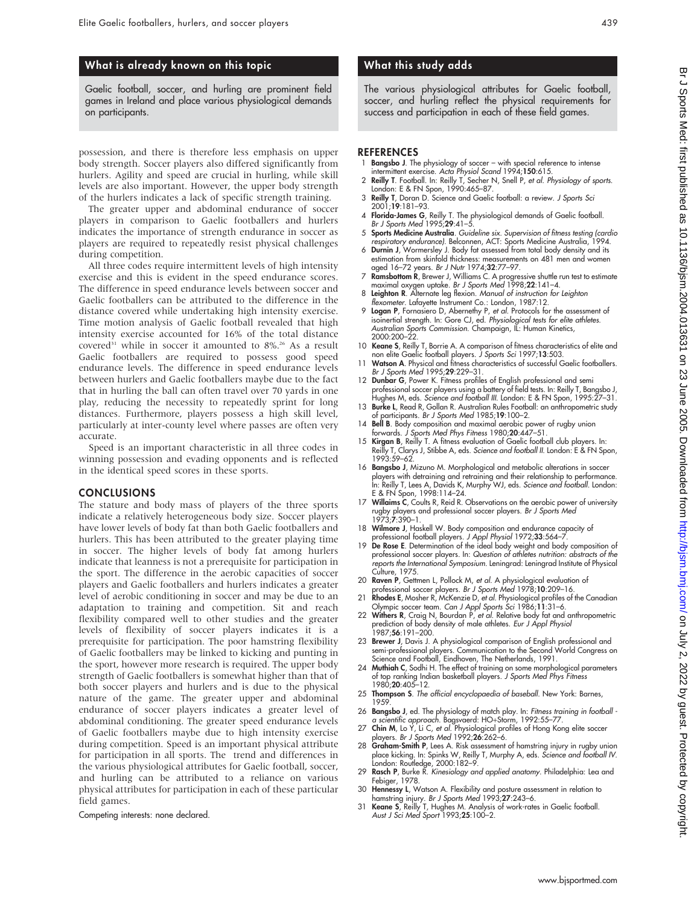## What is already known on this topic

Gaelic football, soccer, and hurling are prominent field games in Ireland and place various physiological demands on participants.

possession, and there is therefore less emphasis on upper body strength. Soccer players also differed significantly from hurlers. Agility and speed are crucial in hurling, while skill levels are also important. However, the upper body strength of the hurlers indicates a lack of specific strength training.

The greater upper and abdominal endurance of soccer players in comparison to Gaelic footballers and hurlers indicates the importance of strength endurance in soccer as players are required to repeatedly resist physical challenges during competition.

All three codes require intermittent levels of high intensity exercise and this is evident in the speed endurance scores. The difference in speed endurance levels between soccer and Gaelic footballers can be attributed to the difference in the distance covered while undertaking high intensity exercise. Time motion analysis of Gaelic football revealed that high intensity exercise accounted for 16% of the total distance covered[31] while in soccer it amounted to 8%.[26] As a result Gaelic footballers are required to possess good speed endurance levels. The difference in speed endurance levels between hurlers and Gaelic footballers maybe due to the fact that in hurling the ball can often travel over 70 yards in one play, reducing the necessity to repeatedly sprint for long distances. Furthermore, players possess a high skill level, particularly at inter-county level where passes are often very accurate.

Speed is an important characteristic in all three codes in winning possession and evading opponents and is reflected in the identical speed scores in these sports.

## CONCLUSIONS

The stature and body mass of players of the three sports indicate a relatively heterogeneous body size. Soccer players have lower levels of body fat than both Gaelic footballers and hurlers. This has been attributed to the greater playing time in soccer. The higher levels of body fat among hurlers indicate that leanness is not a prerequisite for participation in the sport. The difference in the aerobic capacities of soccer players and Gaelic footballers and hurlers indicates a greater level of aerobic conditioning in soccer and may be due to an adaptation to training and competition. Sit and reach flexibility compared well to other studies and the greater levels of flexibility of soccer players indicates it is a prerequisite for participation. The poor hamstring flexibility of Gaelic footballers may be linked to kicking and punting in the sport, however more research is required. The upper body strength of Gaelic footballers is somewhat higher than that of both soccer players and hurlers and is due to the physical nature of the game. The greater upper and abdominal endurance of soccer players indicates a greater level of abdominal conditioning. The greater speed endurance levels of Gaelic footballers maybe due to high intensity exercise during competition. Speed is an important physical attribute for participation in all sports. The trend and differences in the various physiological attributes for Gaelic football, soccer, and hurling can be attributed to a reliance on various physical attributes for participation in each of these particular field games.

Competing interests: none declared.

## What this study adds

The various physiological attributes for Gaelic football, soccer, and hurling reflect the physical requirements for success and participation in each of these field games.

## REFERENCES

1. **Bangsbo J**. The physiology of soccer – with special reference to intense intermittent exercise. *Acta Physiol Scand* 1994;**150**:615.
2. **Reilly T**. Football. In: Reilly T, Secher N, Snell P, *et al*. *Physiology of sports*. London: E & FN Spon, 1990:465–87.
3. **Reilly T**, Doran D. Science and Gaelic football: a review. *J Sports Sci* 2001;**19**:181–93.
4. **Florida-James G**, Reilly T. The physiological demands of Gaelic football. *Br J Sports Med* 1995;**29**:41–5.
5. **Sports Medicine Australia**. *Guideline six. Supervision of fitness testing (cardio respiratory endurance)*. Belconnen, ACT: Sports Medicine Australia, 1994.
6. **Durnin J**, Wormersley J. Body fat assessed from total body density and its estimation from skinfold thickness: measurements on 481 men and women aged 16–72 years. *Br J Nutr* 1974;**32**:77–97.
7. **Ramsbottom R**, Brewer J, Williams C. A progressive shuttle run test to estimate maximal oxygen uptake. *Br J Sports Med* 1998;**22**:141–4.
8. **Leighton R**. Alternate leg flexion. *Manual of instruction for Leighton flexometer*. Lafayette Instrument Co.: London, 1987:12.
9. **Logan P**, Fornasiero D, Abernethy P, *et al*. Protocols for the assessment of isoinertial strength. In: Gore CJ, ed. *Physiological tests for elite athletes. Australian Sports Commission*. Champaign, IL: Human Kinetics, 2000:200–22.
10. **Keane S**, Reilly T, Borrie A. A comparison of fitness characteristics of elite and non elite Gaelic football players. *J Sports Sci* 1997;**13**:503.
11. **Watson A**. Physical and fitness characteristics of successful Gaelic footballers. *Br J Sports Med* 1995;**29**:229–31.
12. **Dunbar G**, Power K. Fitness profiles of English professional and semi professional soccer players using a battery of field tests. In: Reilly T, Bangsbo J, Hughes M, eds. *Science and football III*. London: E & FN Spon, 1995:27–31.
13. **Burke L**, Read R, Gollan R. Australian Rules Football: an anthropometric study of participants. *Br J Sports Med* 1985;**19**:100–2.
14. **Bell B**. Body composition and maximal aerobic power of rugby union forwards. *J Sports Med Phys Fitness* 1980;**20**:447–51.
15. **Kirgan B**, Reilly T. A fitness evaluation of Gaelic football club players. In: Reilly T, Clarys J, Stibbe A, eds. *Science and football II*. London: E & FN Spon, 1993:59–62.
16. **Bangsbo J**, Mizuno M. Morphological and metabolic alterations in soccer players with detraining and retraining and their relationship to performance. In: Reilly T, Lees A, Davids K, Murphy WJ, eds. *Science and football*. London: E & FN Spon, 1998:114–24.
17. **Willaims C**, Coults R, Reid R. Observations on the aerobic power of university rugby players and professional soccer players. *Br J Sports Med* 1973;**7**:390–1.
18. **Wilmore J**, Haskell W. Body composition and endurance capacity of professional football players. *J Appl Physiol* 1972;**33**:564–7.
19. **De Rose E**. Determination of the ideal body weight and body composition of professional soccer players. In: *Question of athletes nutrition: abstracts of the reports the International Symposium*. Leningrad: Leningrad Institute of Physical Culture, 1975.
20. **Raven P**, Gettmen L, Pollock M, *et al*. A physiological evaluation of professional soccer players. *Br J Sports Med* 1978;**10**:209–16.
21. **Rhodes E**, Mosher R, McKenzie D, *et al*. Physiological profiles of the Canadian Olympic soccer team. *Can J Appl Sports Sci* 1986;**11**:31–6.
22. **Withers R**, Craig N, Bourdan P, *et al*. Relative body fat and anthropometric prediction of body density of male athletes. *Eur J Appl Physiol* 1987;**56**:191–200.
23. **Brewer J**, Davis J. A physiological comparison of English professional and semi-professional players. Communication to the Second World Congress on Science and Football, Eindhoven, The Netherlands, 1991.
24. **Muthiah C**, Sodhi H. The effect of training on some morphological parameters of top ranking Indian basketball players. *J Sports Med Phys Fitness* 1980;**20**:405–12.
25. **Thompson S**. *The official encyclopaedia of baseball*. New York: Barnes, 1959.
26. **Bangsbo J**, ed. The physiology of match play. In: *Fitness training in football - a scientific approach*. Bagsvaerd: HO+Storm, 1992:55–77.
27. **Chin M**, Lo Y, Li C, *et al*. Physiological profiles of Hong Kong elite soccer players. *Br J Sports Med* 1992;**26**:262–6.
28. **Graham-Smith P**, Lees A. Risk assessment of hamstring injury in rugby union place kicking. In: Spinks W, Reilly T, Murphy A, eds. *Science and football IV*. London: Routledge, 2000:182–9.
29. **Rasch P**, Burke R. *Kinesiology and applied anatomy*. Philadelphia: Lea and Febiger, 1978.
30. **Hennessy L**, Watson A. Flexibility and posture assessment in relation to hamstring injury. *Br J Sports Med* 1993;**27**:243–6.
31. **Keane S**, Reilly T, Hughes M. Analysis of work-rates in Gaelic football. *Aust J Sci Med Sport* 1993;**25**:100–2.